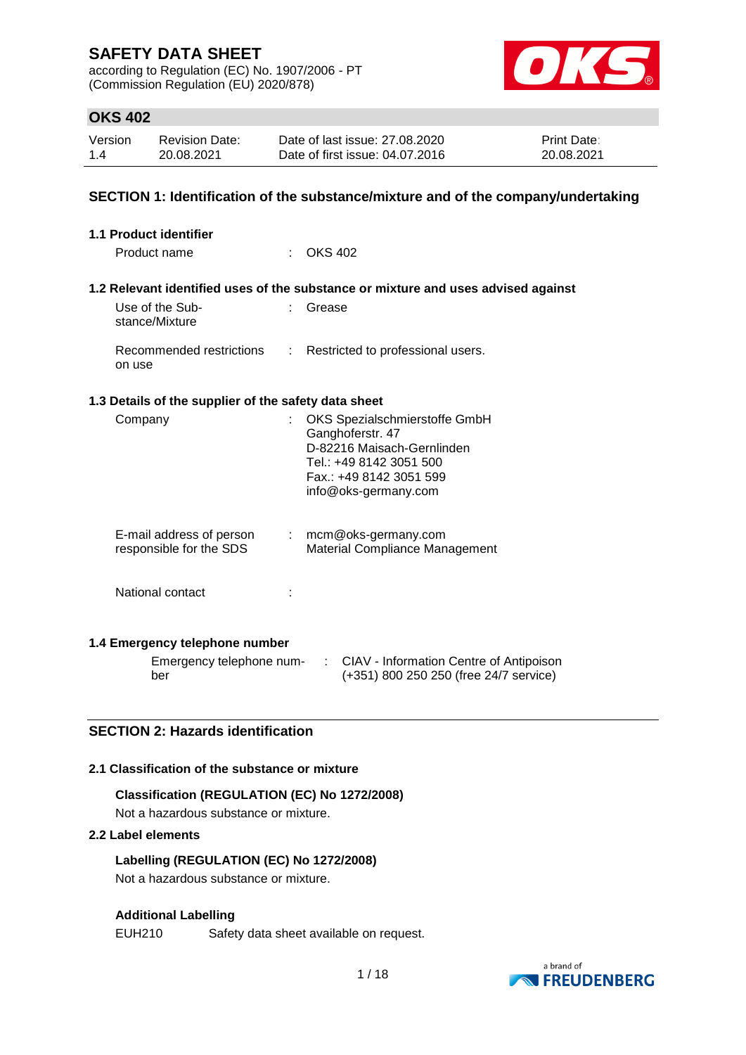# SAFETY DATA SHEET

according to Regulation (EC) No. 1907/2006 - PT
(Commission Regulation (EU) 2020/878)

## OKS 402

| Version | Revision Date: | Date of last issue: 27.08.2020 | Print Date: |
|---|---|---|---|
| 1.4 | 20.08.2021 | Date of first issue: 04.07.2016 | 20.08.2021 |

## SECTION 1: Identification of the substance/mixture and of the company/undertaking

### 1.1 Product identifier

Product name : OKS 402

### 1.2 Relevant identified uses of the substance or mixture and uses advised against

Use of the Substance/Mixture : Grease

Recommended restrictions on use : Restricted to professional users.

### 1.3 Details of the supplier of the safety data sheet

Company : OKS Spezialschmierstoffe GmbH
Ganghoferstr. 47
D-82216 Maisach-Gernlinden
Tel.: +49 8142 3051 500
Fax.: +49 8142 3051 599
info@oks-germany.com

E-mail address of person responsible for the SDS : mcm@oks-germany.com
Material Compliance Management

National contact :

### 1.4 Emergency telephone number

Emergency telephone number : CIAV - Information Centre of Antipoison
(+351) 800 250 250 (free 24/7 service)

## SECTION 2: Hazards identification

### 2.1 Classification of the substance or mixture

**Classification (REGULATION (EC) No 1272/2008)**

Not a hazardous substance or mixture.

### 2.2 Label elements

**Labelling (REGULATION (EC) No 1272/2008)**

Not a hazardous substance or mixture.

**Additional Labelling**

EUH210 Safety data sheet available on request.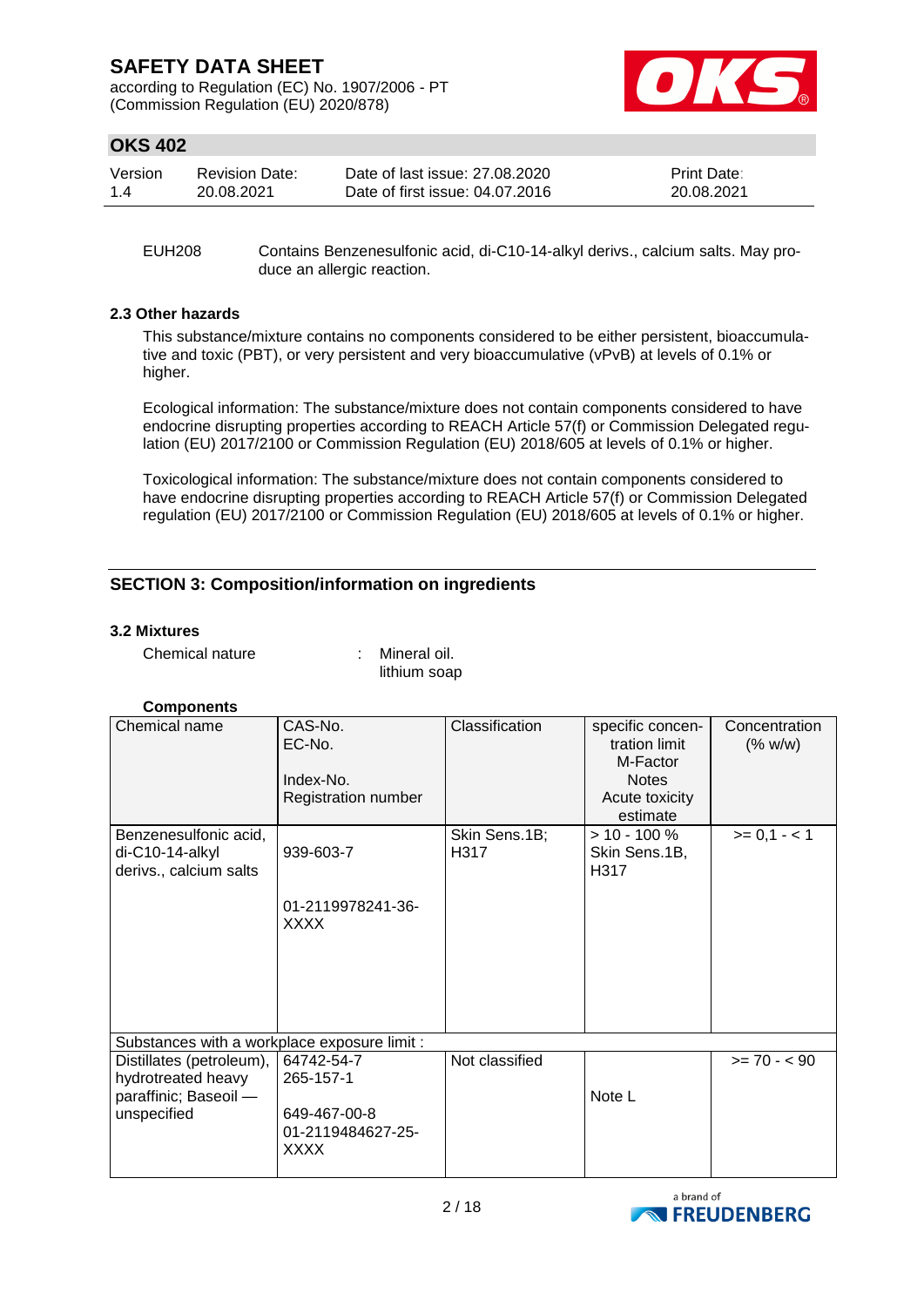EUH208 Contains Benzenesulfonic acid, di-C10-14-alkyl derivs., calcium salts. May produce an allergic reaction.

### 2.3 Other hazards

This substance/mixture contains no components considered to be either persistent, bioaccumulative and toxic (PBT), or very persistent and very bioaccumulative (vPvB) at levels of 0.1% or higher.

Ecological information: The substance/mixture does not contain components considered to have endocrine disrupting properties according to REACH Article 57(f) or Commission Delegated regulation (EU) 2017/2100 or Commission Regulation (EU) 2018/605 at levels of 0.1% or higher.

Toxicological information: The substance/mixture does not contain components considered to have endocrine disrupting properties according to REACH Article 57(f) or Commission Delegated regulation (EU) 2017/2100 or Commission Regulation (EU) 2018/605 at levels of 0.1% or higher.

## SECTION 3: Composition/information on ingredients

### 3.2 Mixtures

Chemical nature : Mineral oil.
lithium soap

**Components**

| Chemical name | CAS-No.<br>EC-No.<br>Index-No.<br>Registration number | Classification | specific concentration limit<br>M-Factor<br>Notes<br>Acute toxicity estimate | Concentration (% w/w) |
|---|---|---|---|---|
| Benzenesulfonic acid, di-C10-14-alkyl derivs., calcium salts | 939-603-7<br>01-2119978241-36-XXXX | Skin Sens.1B; H317 | > 10 - 100 %<br>Skin Sens.1B, H317 | >= 0,1 - < 1 |
| Substances with a workplace exposure limit : | | | | |
| Distillates (petroleum), hydrotreated heavy paraffinic; Baseoil — unspecified | 64742-54-7<br>265-157-1<br>649-467-00-8<br>01-2119484627-25-XXXX | Not classified | Note L | >= 70 - < 90 |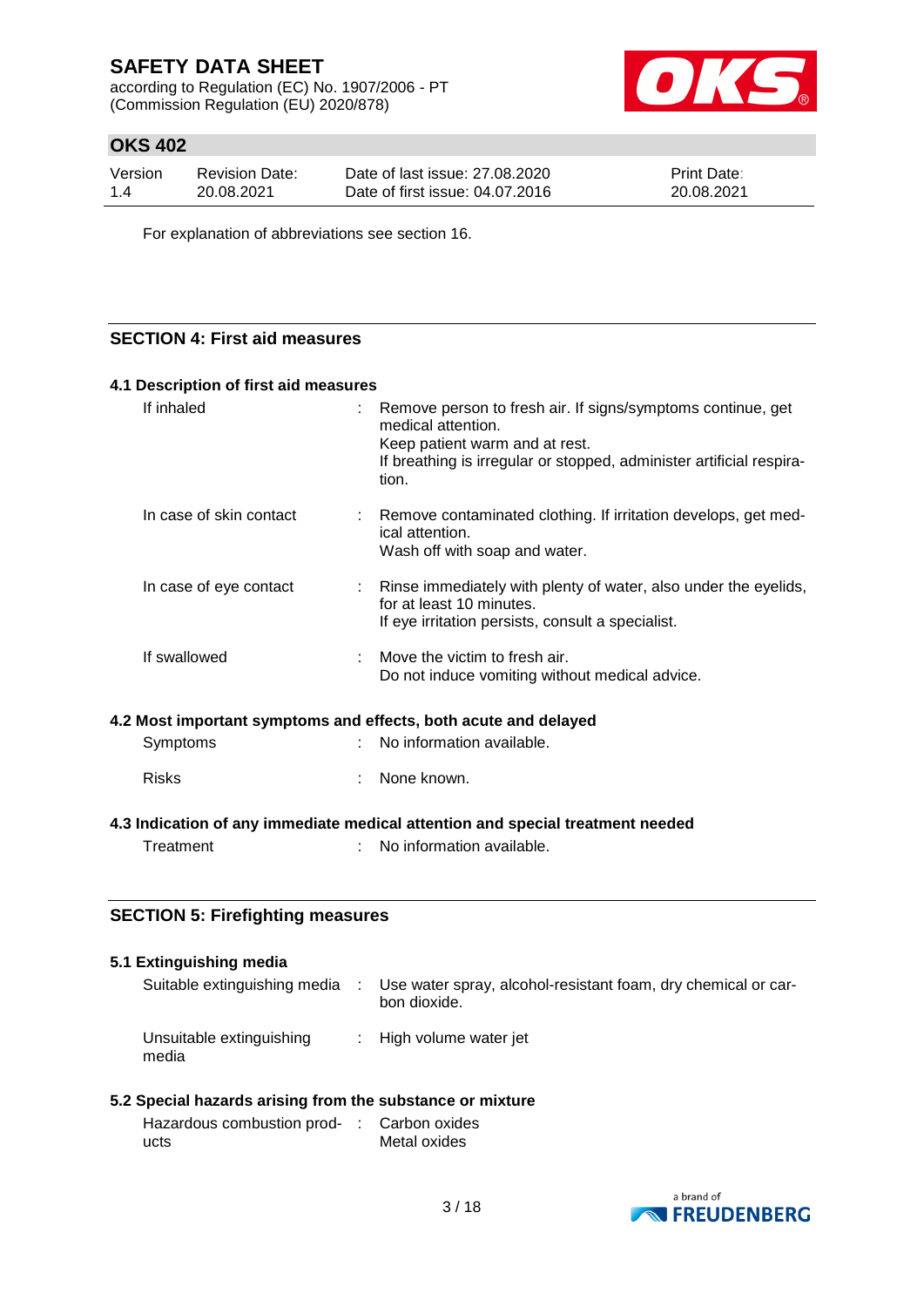For explanation of abbreviations see section 16.

## SECTION 4: First aid measures

### 4.1 Description of first aid measures

| | | |
|---|---|---|
| If inhaled | : | Remove person to fresh air. If signs/symptoms continue, get medical attention.<br>Keep patient warm and at rest.<br>If breathing is irregular or stopped, administer artificial respiration. |
| In case of skin contact | : | Remove contaminated clothing. If irritation develops, get medical attention.<br>Wash off with soap and water. |
| In case of eye contact | : | Rinse immediately with plenty of water, also under the eyelids, for at least 10 minutes.<br>If eye irritation persists, consult a specialist. |
| If swallowed | : | Move the victim to fresh air.<br>Do not induce vomiting without medical advice. |

### 4.2 Most important symptoms and effects, both acute and delayed

| | | |
|---|---|---|
| Symptoms | : | No information available. |
| Risks | : | None known. |

### 4.3 Indication of any immediate medical attention and special treatment needed

| | | |
|---|---|---|
| Treatment | : | No information available. |

## SECTION 5: Firefighting measures

### 5.1 Extinguishing media

| | | |
|---|---|---|
| Suitable extinguishing media | : | Use water spray, alcohol-resistant foam, dry chemical or carbon dioxide. |
| Unsuitable extinguishing media | : | High volume water jet |

### 5.2 Special hazards arising from the substance or mixture

| | | |
|---|---|---|
| Hazardous combustion products | : | Carbon oxides<br>Metal oxides |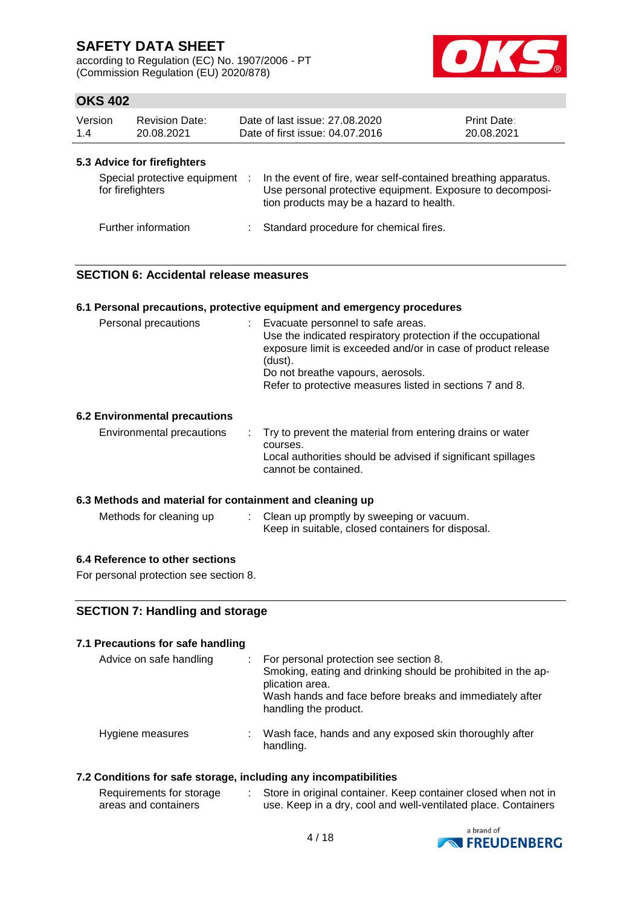### 5.3 Advice for firefighters

| | | |
|---|---|---|
| Special protective equipment for firefighters | : | In the event of fire, wear self-contained breathing apparatus. Use personal protective equipment. Exposure to decomposition products may be a hazard to health. |
| Further information | : | Standard procedure for chemical fires. |

## SECTION 6: Accidental release measures

### 6.1 Personal precautions, protective equipment and emergency procedures

| | | |
|---|---|---|
| Personal precautions | : | Evacuate personnel to safe areas.<br>Use the indicated respiratory protection if the occupational exposure limit is exceeded and/or in case of product release (dust).<br>Do not breathe vapours, aerosols.<br>Refer to protective measures listed in sections 7 and 8. |

### 6.2 Environmental precautions

| | | |
|---|---|---|
| Environmental precautions | : | Try to prevent the material from entering drains or water courses.<br>Local authorities should be advised if significant spillages cannot be contained. |

### 6.3 Methods and material for containment and cleaning up

| | | |
|---|---|---|
| Methods for cleaning up | : | Clean up promptly by sweeping or vacuum.<br>Keep in suitable, closed containers for disposal. |

### 6.4 Reference to other sections

For personal protection see section 8.

## SECTION 7: Handling and storage

### 7.1 Precautions for safe handling

| | | |
|---|---|---|
| Advice on safe handling | : | For personal protection see section 8.<br>Smoking, eating and drinking should be prohibited in the application area.<br>Wash hands and face before breaks and immediately after handling the product. |
| Hygiene measures | : | Wash face, hands and any exposed skin thoroughly after handling. |

### 7.2 Conditions for safe storage, including any incompatibilities

| | | |
|---|---|---|
| Requirements for storage areas and containers | : | Store in original container. Keep container closed when not in use. Keep in a dry, cool and well-ventilated place. Containers |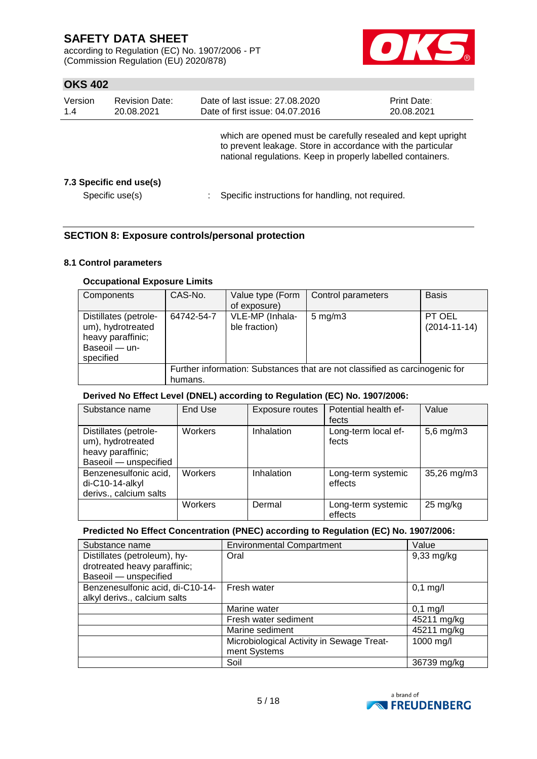which are opened must be carefully resealed and kept upright to prevent leakage. Store in accordance with the particular national regulations. Keep in properly labelled containers.

**7.3 Specific end use(s)**

Specific use(s) : Specific instructions for handling, not required.

## SECTION 8: Exposure controls/personal protection

### 8.1 Control parameters

**Occupational Exposure Limits**

| Components | CAS-No. | Value type (Form of exposure) | Control parameters | Basis |
|---|---|---|---|---|
| Distillates (petroleum), hydrotreated heavy paraffinic; Baseoil — unspecified | 64742-54-7 | VLE-MP (Inhalable fraction) | 5 mg/m3 | PT OEL (2014-11-14) |
| | Further information: Substances that are not classified as carcinogenic for humans. | | | |

**Derived No Effect Level (DNEL) according to Regulation (EC) No. 1907/2006:**

| Substance name | End Use | Exposure routes | Potential health effects | Value |
|---|---|---|---|---|
| Distillates (petroleum), hydrotreated heavy paraffinic; Baseoil — unspecified | Workers | Inhalation | Long-term local effects | 5,6 mg/m3 |
| Benzenesulfonic acid, di-C10-14-alkyl derivs., calcium salts | Workers | Inhalation | Long-term systemic effects | 35,26 mg/m3 |
| | Workers | Dermal | Long-term systemic effects | 25 mg/kg |

**Predicted No Effect Concentration (PNEC) according to Regulation (EC) No. 1907/2006:**

| Substance name | Environmental Compartment | Value |
|---|---|---|
| Distillates (petroleum), hydrotreated heavy paraffinic; Baseoil — unspecified | Oral | 9,33 mg/kg |
| Benzenesulfonic acid, di-C10-14-alkyl derivs., calcium salts | Fresh water | 0,1 mg/l |
| | Marine water | 0,1 mg/l |
| | Fresh water sediment | 45211 mg/kg |
| | Marine sediment | 45211 mg/kg |
| | Microbiological Activity in Sewage Treatment Systems | 1000 mg/l |
| | Soil | 36739 mg/kg |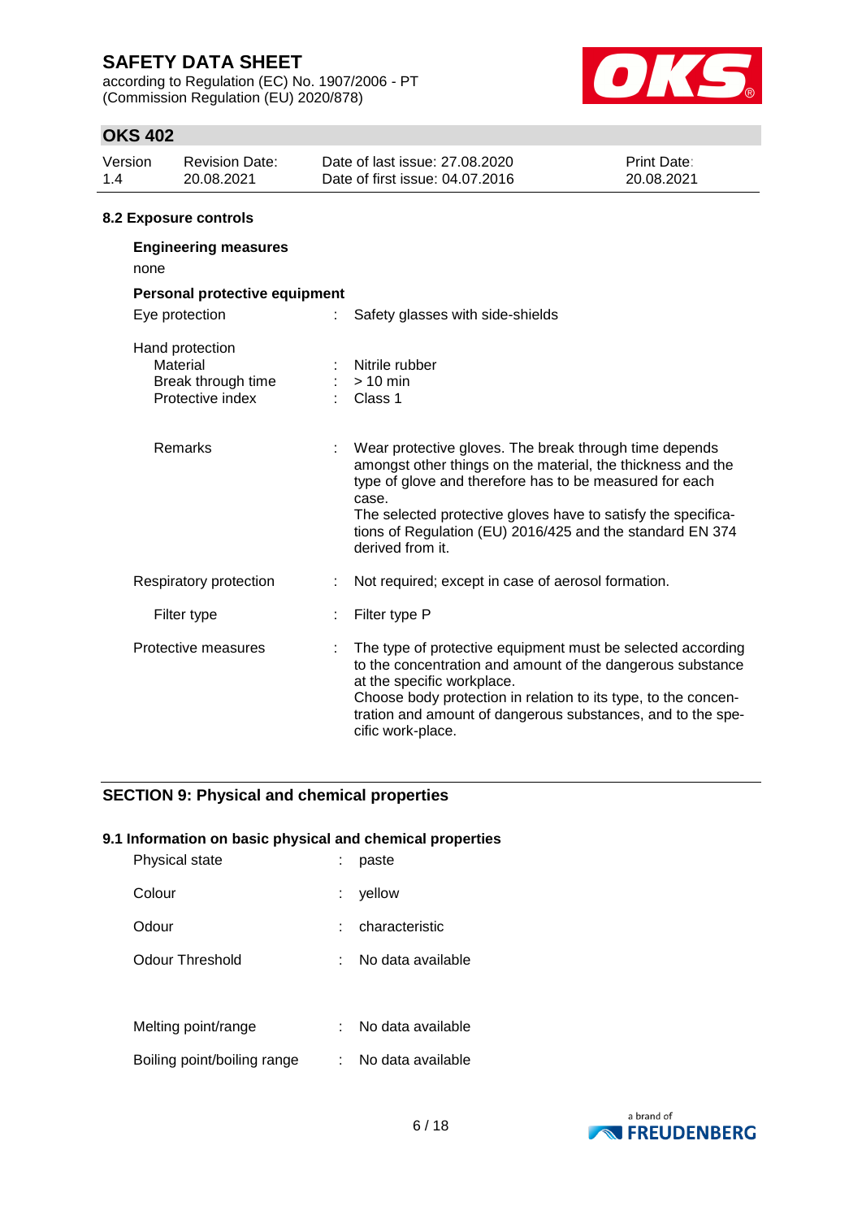### 8.2 Exposure controls

**Engineering measures**

none

**Personal protective equipment**

| | | |
|---|---|---|
| Eye protection | : | Safety glasses with side-shields |
| Hand protection | | |
| Material | : | Nitrile rubber |
| Break through time | : | > 10 min |
| Protective index | : | Class 1 |
| Remarks | : | Wear protective gloves. The break through time depends amongst other things on the material, the thickness and the type of glove and therefore has to be measured for each case.<br>The selected protective gloves have to satisfy the specifications of Regulation (EU) 2016/425 and the standard EN 374 derived from it. |
| Respiratory protection | : | Not required; except in case of aerosol formation. |
| Filter type | : | Filter type P |
| Protective measures | : | The type of protective equipment must be selected according to the concentration and amount of the dangerous substance at the specific workplace.<br>Choose body protection in relation to its type, to the concentration and amount of dangerous substances, and to the specific work-place. |

## SECTION 9: Physical and chemical properties

### 9.1 Information on basic physical and chemical properties

| | | |
|---|---|---|
| Physical state | : | paste |
| Colour | : | yellow |
| Odour | : | characteristic |
| Odour Threshold | : | No data available |
| Melting point/range | : | No data available |
| Boiling point/boiling range | : | No data available |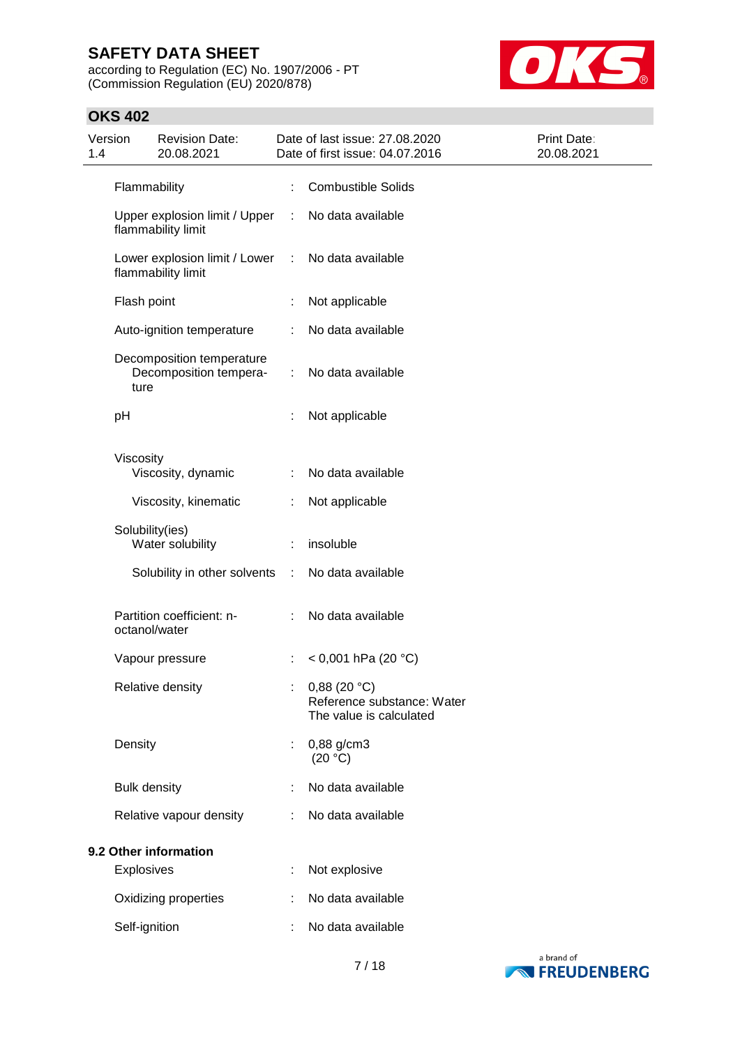| Property | | Value |
|---|---|---|
| Flammability | : | Combustible Solids |
| Upper explosion limit / Upper flammability limit | : | No data available |
| Lower explosion limit / Lower flammability limit | : | No data available |
| Flash point | : | Not applicable |
| Auto-ignition temperature | : | No data available |
| Decomposition temperature<br>Decomposition temperature | : | No data available |
| pH | : | Not applicable |
| Viscosity<br>Viscosity, dynamic | : | No data available |
| Viscosity, kinematic | : | Not applicable |
| Solubility(ies)<br>Water solubility | : | insoluble |
| Solubility in other solvents | : | No data available |
| Partition coefficient: n-octanol/water | : | No data available |
| Vapour pressure | : | < 0,001 hPa (20 °C) |
| Relative density | : | 0,88 (20 °C)<br>Reference substance: Water<br>The value is calculated |
| Density | : | 0,88 g/cm3<br>(20 °C) |
| Bulk density | : | No data available |
| Relative vapour density | : | No data available |

**9.2 Other information**

| Property | | Value |
|---|---|---|
| Explosives | : | Not explosive |
| Oxidizing properties | : | No data available |
| Self-ignition | : | No data available |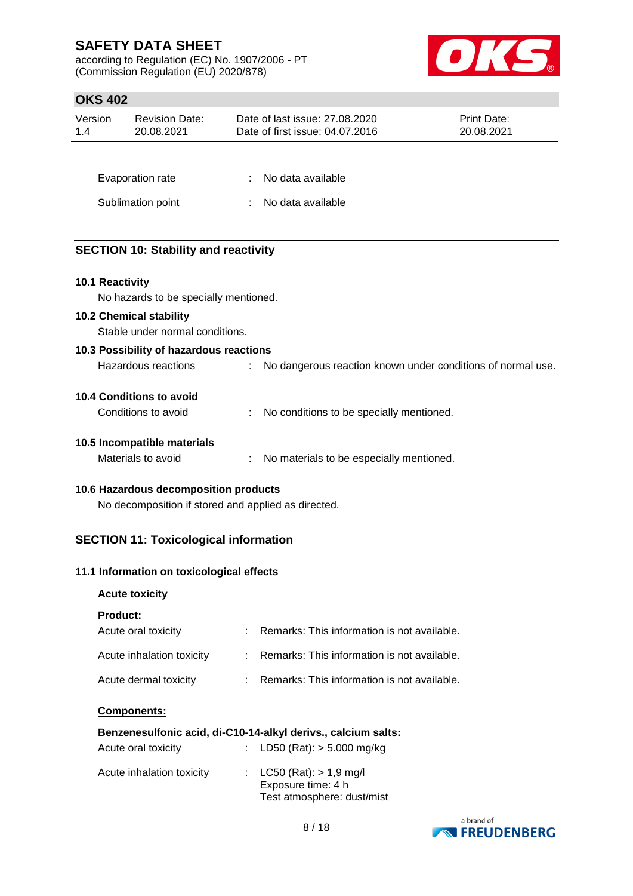| | | |
|---|---|---|
| Evaporation rate | : | No data available |
| Sublimation point | : | No data available |

## SECTION 10: Stability and reactivity

### 10.1 Reactivity

No hazards to be specially mentioned.

### 10.2 Chemical stability

Stable under normal conditions.

### 10.3 Possibility of hazardous reactions

Hazardous reactions : No dangerous reaction known under conditions of normal use.

### 10.4 Conditions to avoid

Conditions to avoid : No conditions to be specially mentioned.

### 10.5 Incompatible materials

Materials to avoid : No materials to be especially mentioned.

### 10.6 Hazardous decomposition products

No decomposition if stored and applied as directed.

## SECTION 11: Toxicological information

### 11.1 Information on toxicological effects

**Acute toxicity**

**Product:**

| | | |
|---|---|---|
| Acute oral toxicity | : | Remarks: This information is not available. |
| Acute inhalation toxicity | : | Remarks: This information is not available. |
| Acute dermal toxicity | : | Remarks: This information is not available. |

**Components:**

**Benzenesulfonic acid, di-C10-14-alkyl derivs., calcium salts:**

| | | |
|---|---|---|
| Acute oral toxicity | : | LD50 (Rat): > 5.000 mg/kg |
| Acute inhalation toxicity | : | LC50 (Rat): > 1,9 mg/l<br>Exposure time: 4 h<br>Test atmosphere: dust/mist |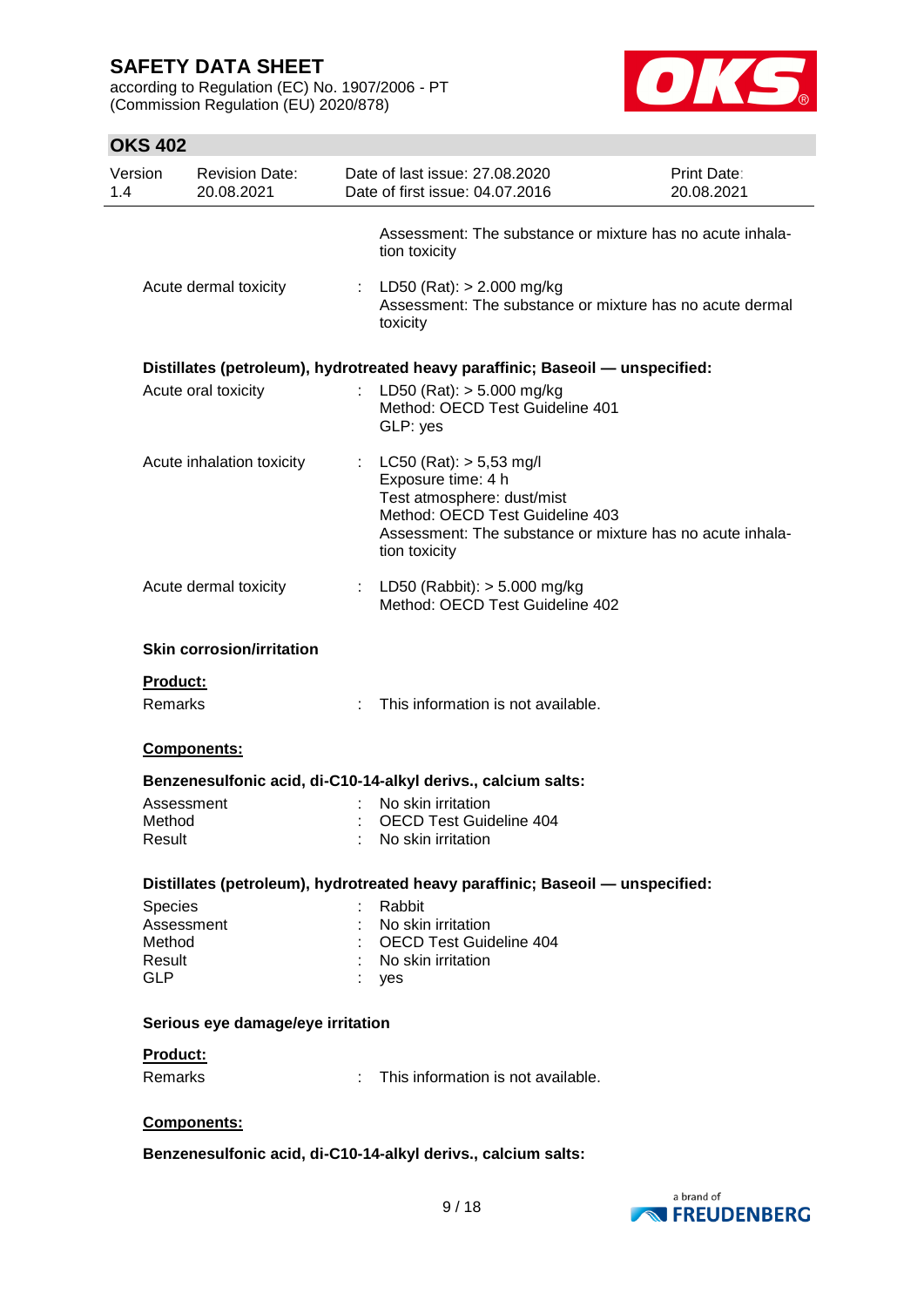Assessment: The substance or mixture has no acute inhalation toxicity

Acute dermal toxicity : LD50 (Rat): > 2.000 mg/kg
Assessment: The substance or mixture has no acute dermal toxicity

**Distillates (petroleum), hydrotreated heavy paraffinic; Baseoil — unspecified:**

Acute oral toxicity : LD50 (Rat): > 5.000 mg/kg
Method: OECD Test Guideline 401
GLP: yes

Acute inhalation toxicity : LC50 (Rat): > 5,53 mg/l
Exposure time: 4 h
Test atmosphere: dust/mist
Method: OECD Test Guideline 403
Assessment: The substance or mixture has no acute inhalation toxicity

Acute dermal toxicity : LD50 (Rabbit): > 5.000 mg/kg
Method: OECD Test Guideline 402

**Skin corrosion/irritation**

**Product:**

Remarks : This information is not available.

**Components:**

**Benzenesulfonic acid, di-C10-14-alkyl derivs., calcium salts:**

Assessment : No skin irritation
Method : OECD Test Guideline 404
Result : No skin irritation

**Distillates (petroleum), hydrotreated heavy paraffinic; Baseoil — unspecified:**

Species : Rabbit
Assessment : No skin irritation
Method : OECD Test Guideline 404
Result : No skin irritation
GLP : yes

**Serious eye damage/eye irritation**

**Product:**

Remarks : This information is not available.

**Components:**

**Benzenesulfonic acid, di-C10-14-alkyl derivs., calcium salts:**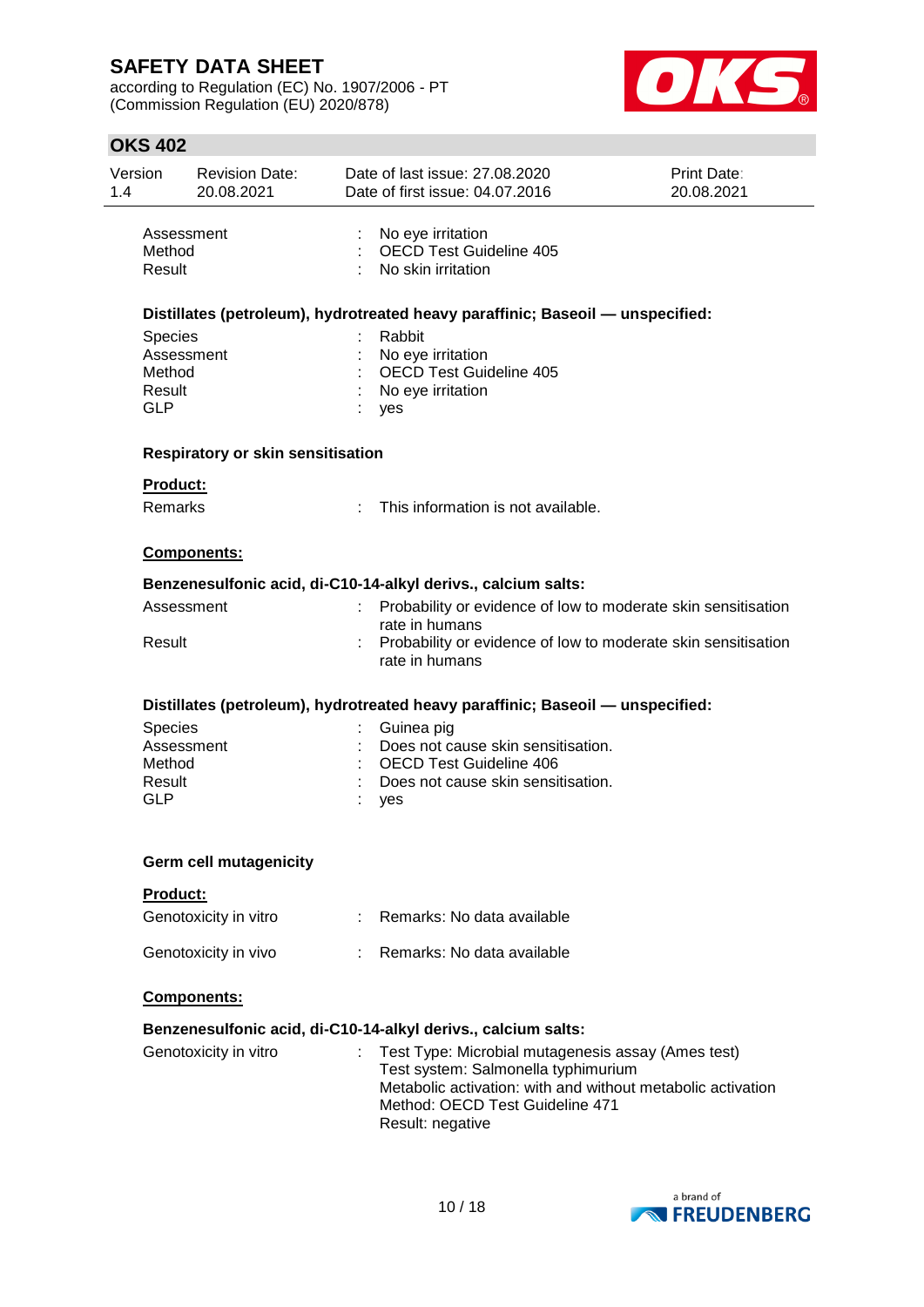| | | |
|---|---|---|
| Assessment | : | No eye irritation |
| Method | : | OECD Test Guideline 405 |
| Result | : | No skin irritation |

**Distillates (petroleum), hydrotreated heavy paraffinic; Baseoil — unspecified:**

| | | |
|---|---|---|
| Species | : | Rabbit |
| Assessment | : | No eye irritation |
| Method | : | OECD Test Guideline 405 |
| Result | : | No eye irritation |
| GLP | : | yes |

**Respiratory or skin sensitisation**

**Product:**

| | | |
|---|---|---|
| Remarks | : | This information is not available. |

**Components:**

**Benzenesulfonic acid, di-C10-14-alkyl derivs., calcium salts:**

| | | |
|---|---|---|
| Assessment | : | Probability or evidence of low to moderate skin sensitisation rate in humans |
| Result | : | Probability or evidence of low to moderate skin sensitisation rate in humans |

**Distillates (petroleum), hydrotreated heavy paraffinic; Baseoil — unspecified:**

| | | |
|---|---|---|
| Species | : | Guinea pig |
| Assessment | : | Does not cause skin sensitisation. |
| Method | : | OECD Test Guideline 406 |
| Result | : | Does not cause skin sensitisation. |
| GLP | : | yes |

**Germ cell mutagenicity**

**Product:**

| | | |
|---|---|---|
| Genotoxicity in vitro | : | Remarks: No data available |
| Genotoxicity in vivo | : | Remarks: No data available |

**Components:**

**Benzenesulfonic acid, di-C10-14-alkyl derivs., calcium salts:**

| | | |
|---|---|---|
| Genotoxicity in vitro | : | Test Type: Microbial mutagenesis assay (Ames test)<br>Test system: Salmonella typhimurium<br>Metabolic activation: with and without metabolic activation<br>Method: OECD Test Guideline 471<br>Result: negative |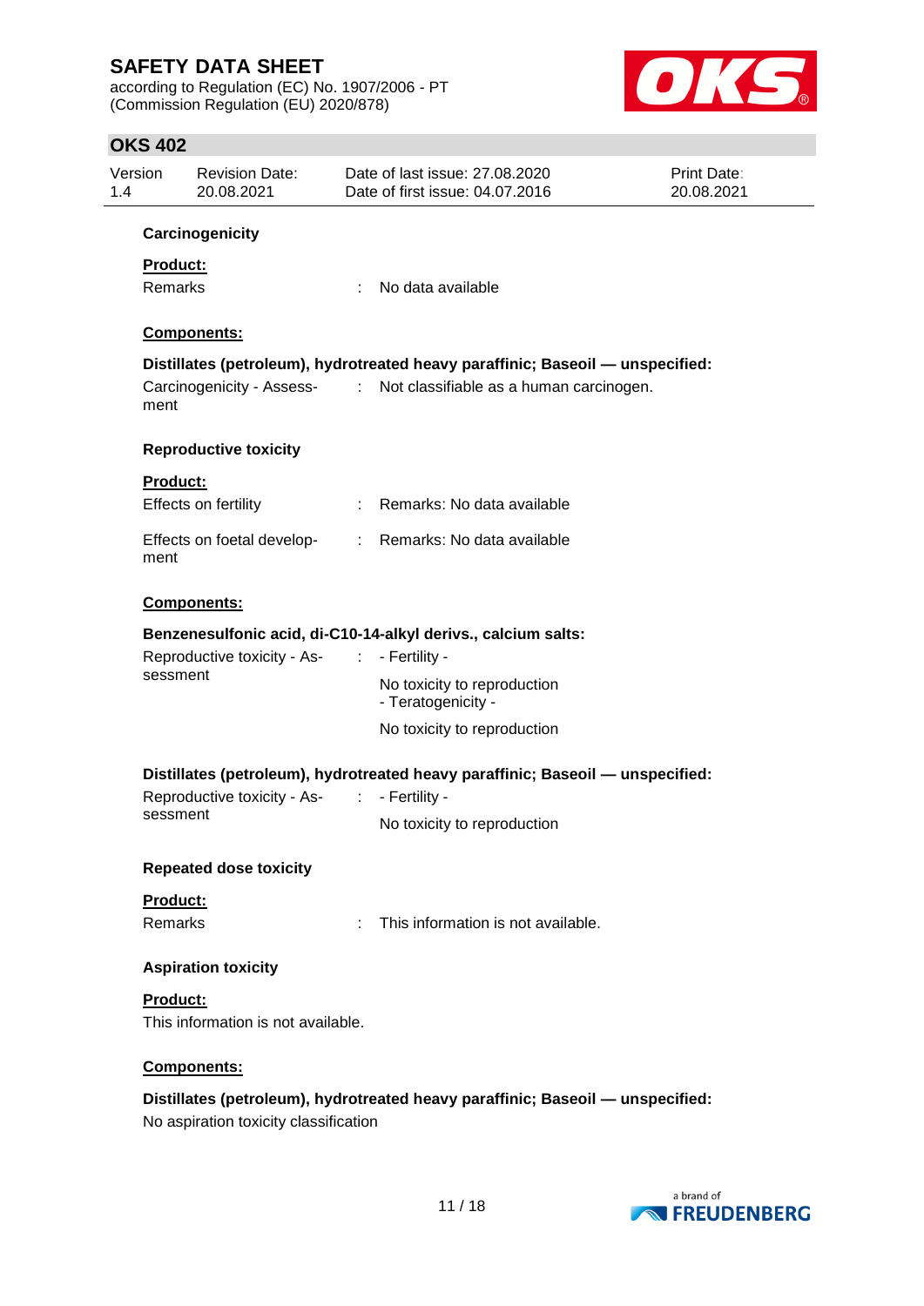### Carcinogenicity

**Product:**

Remarks : No data available

**Components:**

**Distillates (petroleum), hydrotreated heavy paraffinic; Baseoil — unspecified:**

Carcinogenicity - Assessment : Not classifiable as a human carcinogen.

### Reproductive toxicity

**Product:**

Effects on fertility : Remarks: No data available

Effects on foetal development : Remarks: No data available

**Components:**

**Benzenesulfonic acid, di-C10-14-alkyl derivs., calcium salts:**

Reproductive toxicity - Assessment : - Fertility -

No toxicity to reproduction
- Teratogenicity -

No toxicity to reproduction

**Distillates (petroleum), hydrotreated heavy paraffinic; Baseoil — unspecified:**

Reproductive toxicity - Assessment : - Fertility -

No toxicity to reproduction

### Repeated dose toxicity

**Product:**

Remarks : This information is not available.

### Aspiration toxicity

**Product:**

This information is not available.

**Components:**

**Distillates (petroleum), hydrotreated heavy paraffinic; Baseoil — unspecified:**

No aspiration toxicity classification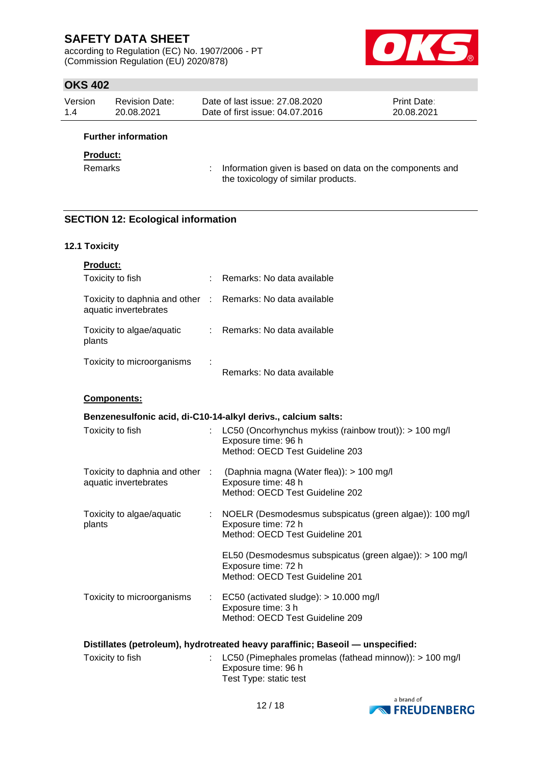**Further information**

**Product:**

Remarks : Information given is based on data on the components and the toxicology of similar products.

## SECTION 12: Ecological information

### 12.1 Toxicity

**Product:**

Toxicity to fish : Remarks: No data available

Toxicity to daphnia and other aquatic invertebrates : Remarks: No data available

Toxicity to algae/aquatic plants : Remarks: No data available

Toxicity to microorganisms : Remarks: No data available

**Components:**

**Benzenesulfonic acid, di-C10-14-alkyl derivs., calcium salts:**

Toxicity to fish : LC50 (Oncorhynchus mykiss (rainbow trout)): > 100 mg/l
Exposure time: 96 h
Method: OECD Test Guideline 203

Toxicity to daphnia and other aquatic invertebrates : (Daphnia magna (Water flea)): > 100 mg/l
Exposure time: 48 h
Method: OECD Test Guideline 202

Toxicity to algae/aquatic plants : NOELR (Desmodesmus subspicatus (green algae)): 100 mg/l
Exposure time: 72 h
Method: OECD Test Guideline 201

EL50 (Desmodesmus subspicatus (green algae)): > 100 mg/l
Exposure time: 72 h
Method: OECD Test Guideline 201

Toxicity to microorganisms : EC50 (activated sludge): > 10.000 mg/l
Exposure time: 3 h
Method: OECD Test Guideline 209

**Distillates (petroleum), hydrotreated heavy paraffinic; Baseoil — unspecified:**

Toxicity to fish : LC50 (Pimephales promelas (fathead minnow)): > 100 mg/l
Exposure time: 96 h
Test Type: static test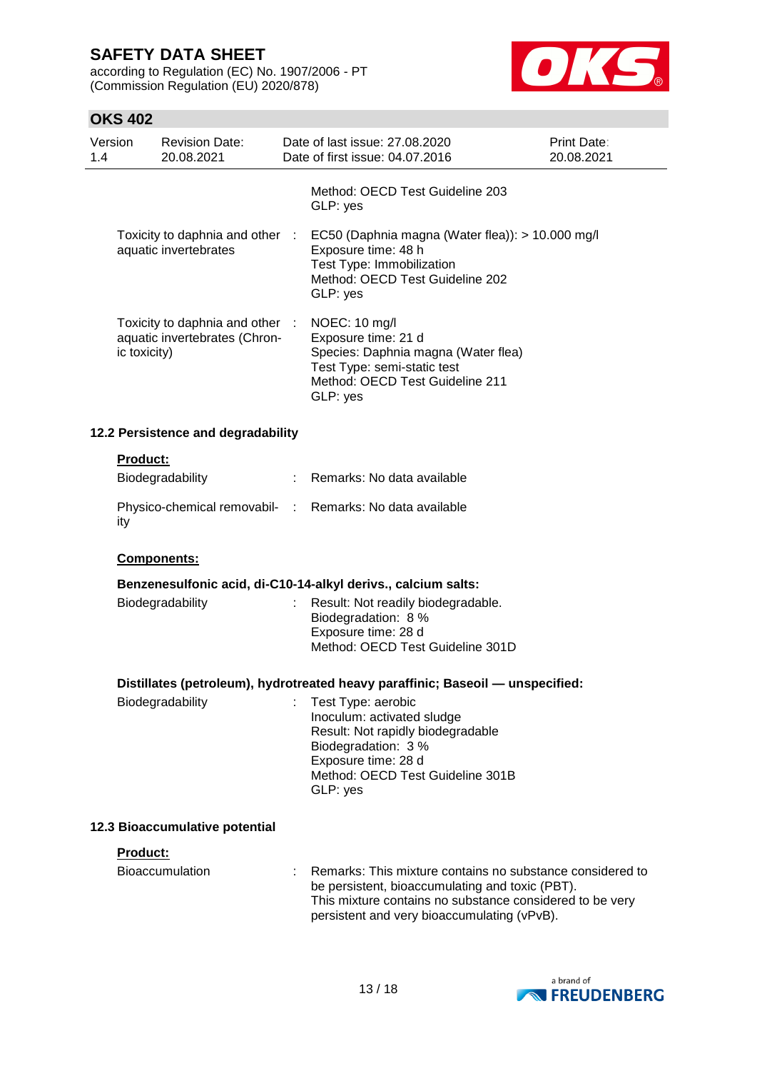| | | |
|---|---|---|
| | | Method: OECD Test Guideline 203<br>GLP: yes |
| Toxicity to daphnia and other aquatic invertebrates | : | EC50 (Daphnia magna (Water flea)): > 10.000 mg/l<br>Exposure time: 48 h<br>Test Type: Immobilization<br>Method: OECD Test Guideline 202<br>GLP: yes |
| Toxicity to daphnia and other aquatic invertebrates (Chronic toxicity) | : | NOEC: 10 mg/l<br>Exposure time: 21 d<br>Species: Daphnia magna (Water flea)<br>Test Type: semi-static test<br>Method: OECD Test Guideline 211<br>GLP: yes |

### 12.2 Persistence and degradability

**Product:**

| | | |
|---|---|---|
| Biodegradability | : | Remarks: No data available |
| Physico-chemical removability | : | Remarks: No data available |

**Components:**

**Benzenesulfonic acid, di-C10-14-alkyl derivs., calcium salts:**

| | | |
|---|---|---|
| Biodegradability | : | Result: Not readily biodegradable.<br>Biodegradation: 8 %<br>Exposure time: 28 d<br>Method: OECD Test Guideline 301D |

**Distillates (petroleum), hydrotreated heavy paraffinic; Baseoil — unspecified:**

| | | |
|---|---|---|
| Biodegradability | : | Test Type: aerobic<br>Inoculum: activated sludge<br>Result: Not rapidly biodegradable<br>Biodegradation: 3 %<br>Exposure time: 28 d<br>Method: OECD Test Guideline 301B<br>GLP: yes |

### 12.3 Bioaccumulative potential

**Product:**

| | | |
|---|---|---|
| Bioaccumulation | : | Remarks: This mixture contains no substance considered to be persistent, bioaccumulating and toxic (PBT).<br>This mixture contains no substance considered to be very persistent and very bioaccumulating (vPvB). |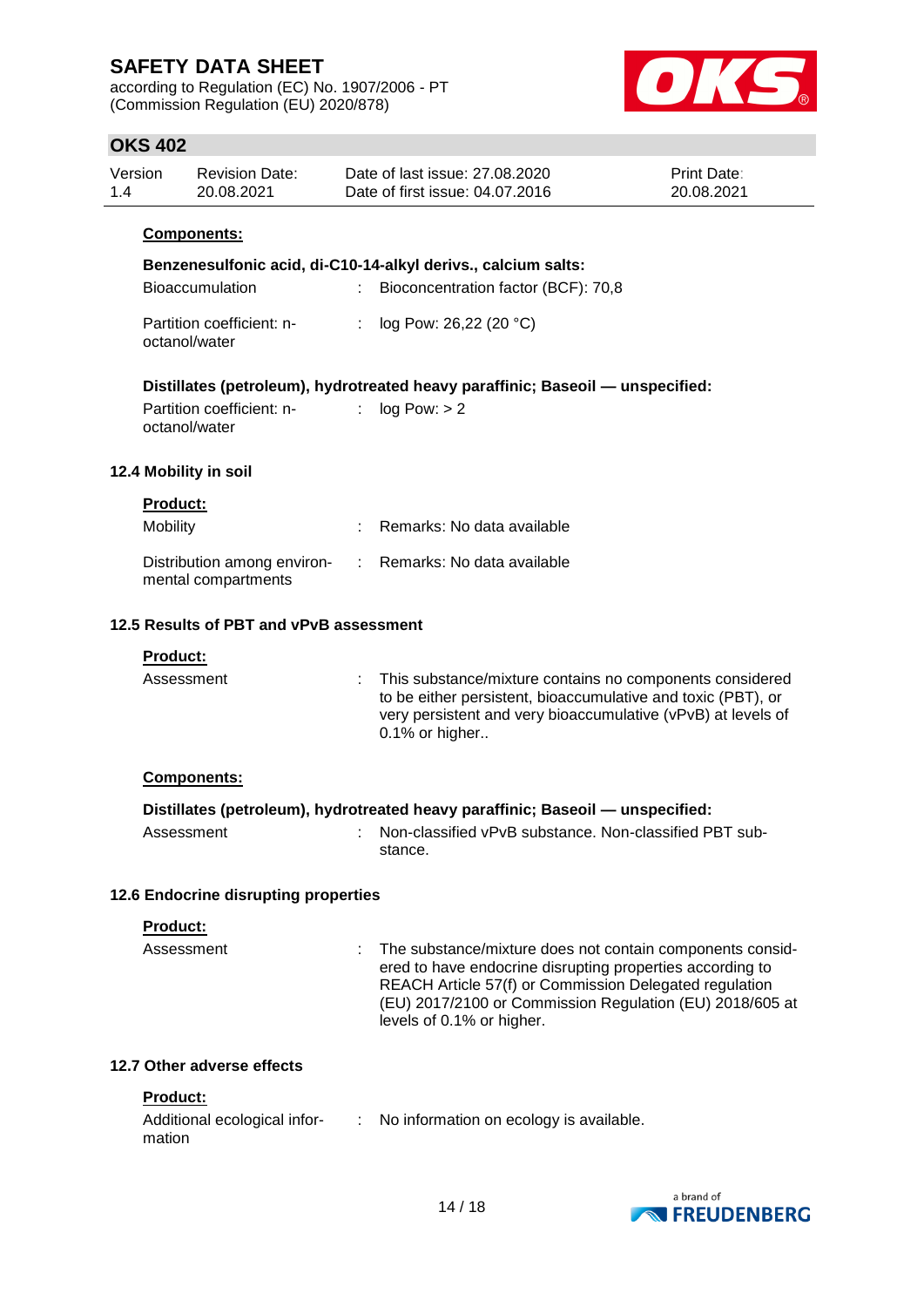**Components:**

**Benzenesulfonic acid, di-C10-14-alkyl derivs., calcium salts:**

| | | |
|---|---|---|
| Bioaccumulation | : | Bioconcentration factor (BCF): 70,8 |
| Partition coefficient: n-octanol/water | : | log Pow: 26,22 (20 °C) |

**Distillates (petroleum), hydrotreated heavy paraffinic; Baseoil — unspecified:**

| | | |
|---|---|---|
| Partition coefficient: n-octanol/water | : | log Pow: > 2 |

### 12.4 Mobility in soil

**Product:**

| | | |
|---|---|---|
| Mobility | : | Remarks: No data available |
| Distribution among environmental compartments | : | Remarks: No data available |

### 12.5 Results of PBT and vPvB assessment

**Product:**

| | | |
|---|---|---|
| Assessment | : | This substance/mixture contains no components considered to be either persistent, bioaccumulative and toxic (PBT), or very persistent and very bioaccumulative (vPvB) at levels of 0.1% or higher.. |

**Components:**

**Distillates (petroleum), hydrotreated heavy paraffinic; Baseoil — unspecified:**

| | | |
|---|---|---|
| Assessment | : | Non-classified vPvB substance. Non-classified PBT substance. |

### 12.6 Endocrine disrupting properties

**Product:**

| | | |
|---|---|---|
| Assessment | : | The substance/mixture does not contain components considered to have endocrine disrupting properties according to REACH Article 57(f) or Commission Delegated regulation (EU) 2017/2100 or Commission Regulation (EU) 2018/605 at levels of 0.1% or higher. |

### 12.7 Other adverse effects

**Product:**

| | | |
|---|---|---|
| Additional ecological information | : | No information on ecology is available. |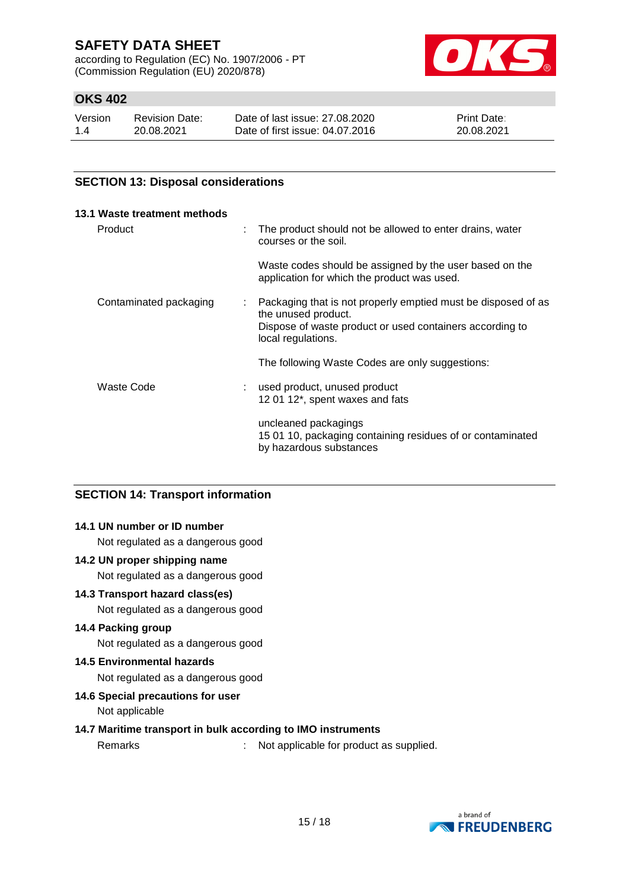## SECTION 13: Disposal considerations

### 13.1 Waste treatment methods

| | |
|---|---|
| Product | : The product should not be allowed to enter drains, water courses or the soil.<br><br>Waste codes should be assigned by the user based on the application for which the product was used. |
| Contaminated packaging | : Packaging that is not properly emptied must be disposed of as the unused product.<br>Dispose of waste product or used containers according to local regulations.<br><br>The following Waste Codes are only suggestions: |
| Waste Code | : used product, unused product<br>12 01 12*, spent waxes and fats<br><br>uncleaned packagings<br>15 01 10, packaging containing residues of or contaminated by hazardous substances |

## SECTION 14: Transport information

### 14.1 UN number or ID number

Not regulated as a dangerous good

### 14.2 UN proper shipping name

Not regulated as a dangerous good

### 14.3 Transport hazard class(es)

Not regulated as a dangerous good

### 14.4 Packing group

Not regulated as a dangerous good

### 14.5 Environmental hazards

Not regulated as a dangerous good

### 14.6 Special precautions for user

Not applicable

### 14.7 Maritime transport in bulk according to IMO instruments

Remarks : Not applicable for product as supplied.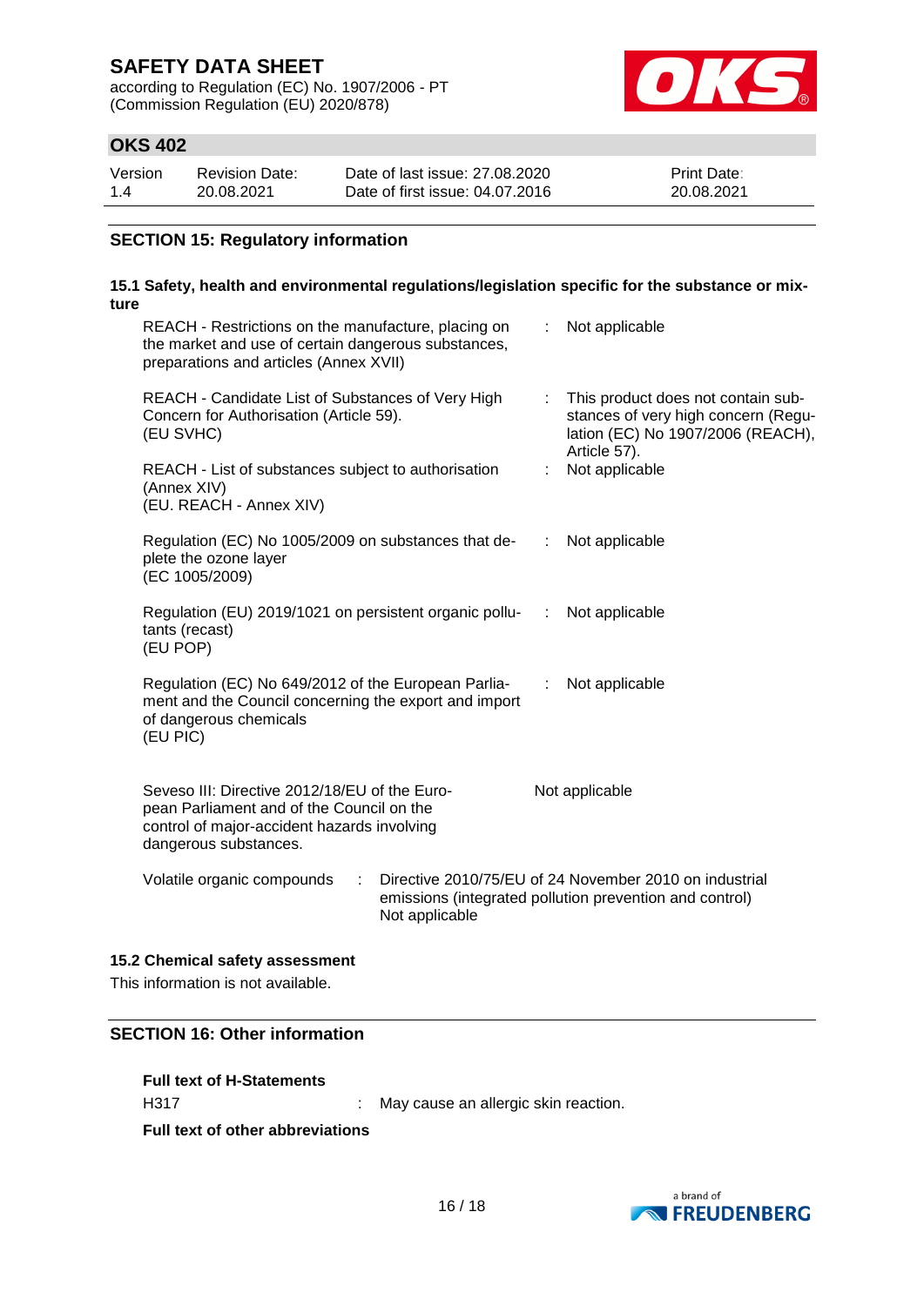## SECTION 15: Regulatory information

### 15.1 Safety, health and environmental regulations/legislation specific for the substance or mixture

| | | |
|---|---|---|
| REACH - Restrictions on the manufacture, placing on the market and use of certain dangerous substances, preparations and articles (Annex XVII) | : | Not applicable |
| REACH - Candidate List of Substances of Very High Concern for Authorisation (Article 59). (EU SVHC) | : | This product does not contain substances of very high concern (Regulation (EC) No 1907/2006 (REACH), Article 57). |
| REACH - List of substances subject to authorisation (Annex XIV) (EU. REACH - Annex XIV) | : | Not applicable |
| Regulation (EC) No 1005/2009 on substances that deplete the ozone layer (EC 1005/2009) | : | Not applicable |
| Regulation (EU) 2019/1021 on persistent organic pollutants (recast) (EU POP) | : | Not applicable |
| Regulation (EC) No 649/2012 of the European Parliament and the Council concerning the export and import of dangerous chemicals (EU PIC) | : | Not applicable |
| Seveso III: Directive 2012/18/EU of the European Parliament and of the Council on the control of major-accident hazards involving dangerous substances. | | Not applicable |
| Volatile organic compounds | : | Directive 2010/75/EU of 24 November 2010 on industrial emissions (integrated pollution prevention and control) Not applicable |

### 15.2 Chemical safety assessment

This information is not available.

## SECTION 16: Other information

**Full text of H-Statements**

H317 : May cause an allergic skin reaction.

**Full text of other abbreviations**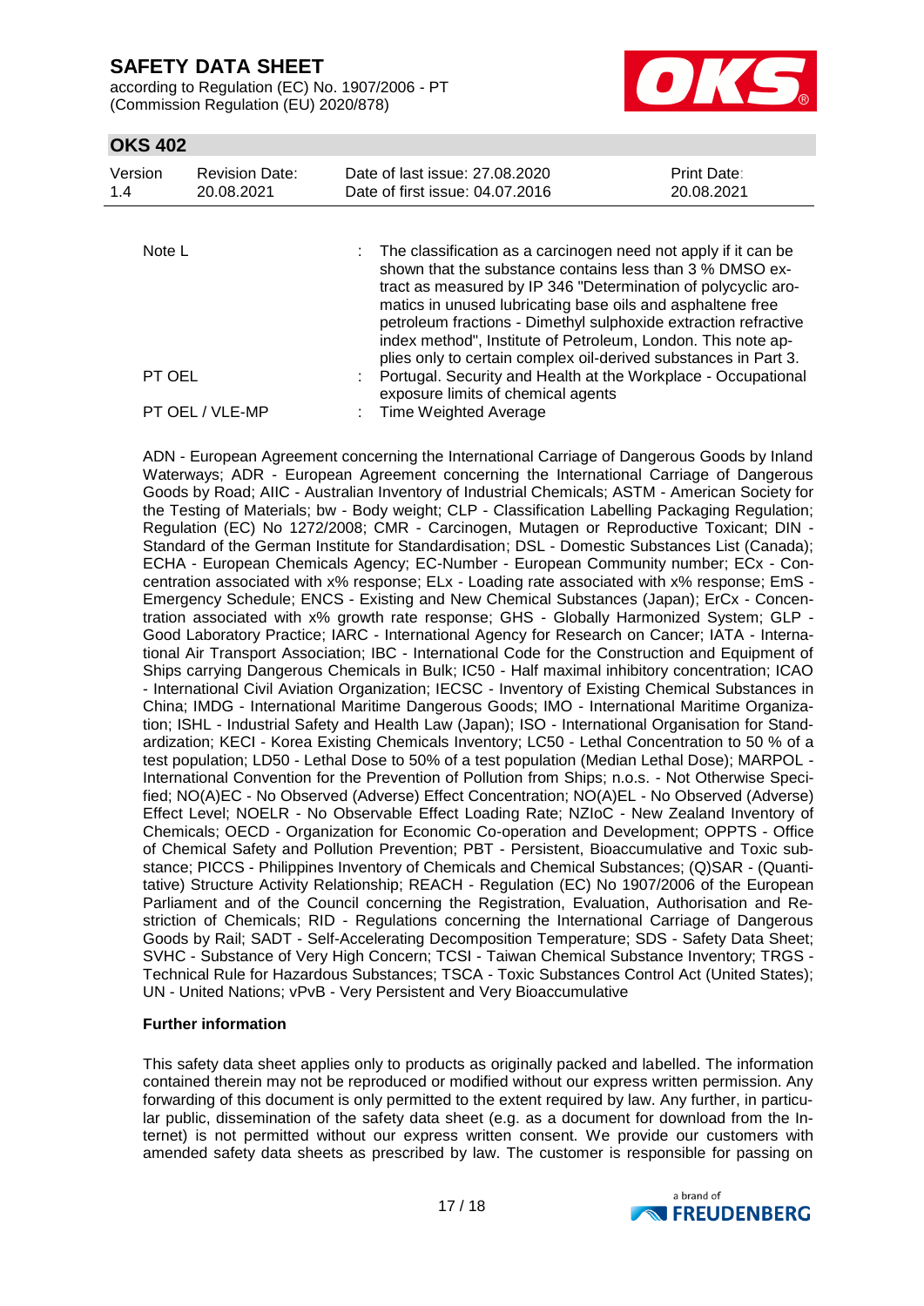| | | |
|---|---|---|
| Note L | : | The classification as a carcinogen need not apply if it can be shown that the substance contains less than 3 % DMSO extract as measured by IP 346 "Determination of polycyclic aromatics in unused lubricating base oils and asphaltene free petroleum fractions - Dimethyl sulphoxide extraction refractive index method", Institute of Petroleum, London. This note applies only to certain complex oil-derived substances in Part 3. |
| PT OEL | : | Portugal. Security and Health at the Workplace - Occupational exposure limits of chemical agents |
| PT OEL / VLE-MP | : | Time Weighted Average |

ADN - European Agreement concerning the International Carriage of Dangerous Goods by Inland Waterways; ADR - European Agreement concerning the International Carriage of Dangerous Goods by Road; AIIC - Australian Inventory of Industrial Chemicals; ASTM - American Society for the Testing of Materials; bw - Body weight; CLP - Classification Labelling Packaging Regulation; Regulation (EC) No 1272/2008; CMR - Carcinogen, Mutagen or Reproductive Toxicant; DIN - Standard of the German Institute for Standardisation; DSL - Domestic Substances List (Canada); ECHA - European Chemicals Agency; EC-Number - European Community number; ECx - Concentration associated with x% response; ELx - Loading rate associated with x% response; EmS - Emergency Schedule; ENCS - Existing and New Chemical Substances (Japan); ErCx - Concentration associated with x% growth rate response; GHS - Globally Harmonized System; GLP - Good Laboratory Practice; IARC - International Agency for Research on Cancer; IATA - International Air Transport Association; IBC - International Code for the Construction and Equipment of Ships carrying Dangerous Chemicals in Bulk; IC50 - Half maximal inhibitory concentration; ICAO - International Civil Aviation Organization; IECSC - Inventory of Existing Chemical Substances in China; IMDG - International Maritime Dangerous Goods; IMO - International Maritime Organization; ISHL - Industrial Safety and Health Law (Japan); ISO - International Organisation for Standardization; KECI - Korea Existing Chemicals Inventory; LC50 - Lethal Concentration to 50 % of a test population; LD50 - Lethal Dose to 50% of a test population (Median Lethal Dose); MARPOL - International Convention for the Prevention of Pollution from Ships; n.o.s. - Not Otherwise Specified; NO(A)EC - No Observed (Adverse) Effect Concentration; NO(A)EL - No Observed (Adverse) Effect Level; NOELR - No Observable Effect Loading Rate; NZIoC - New Zealand Inventory of Chemicals; OECD - Organization for Economic Co-operation and Development; OPPTS - Office of Chemical Safety and Pollution Prevention; PBT - Persistent, Bioaccumulative and Toxic substance; PICCS - Philippines Inventory of Chemicals and Chemical Substances; (Q)SAR - (Quantitative) Structure Activity Relationship; REACH - Regulation (EC) No 1907/2006 of the European Parliament and of the Council concerning the Registration, Evaluation, Authorisation and Restriction of Chemicals; RID - Regulations concerning the International Carriage of Dangerous Goods by Rail; SADT - Self-Accelerating Decomposition Temperature; SDS - Safety Data Sheet; SVHC - Substance of Very High Concern; TCSI - Taiwan Chemical Substance Inventory; TRGS - Technical Rule for Hazardous Substances; TSCA - Toxic Substances Control Act (United States); UN - United Nations; vPvB - Very Persistent and Very Bioaccumulative

**Further information**

This safety data sheet applies only to products as originally packed and labelled. The information contained therein may not be reproduced or modified without our express written permission. Any forwarding of this document is only permitted to the extent required by law. Any further, in particular public, dissemination of the safety data sheet (e.g. as a document for download from the Internet) is not permitted without our express written consent. We provide our customers with amended safety data sheets as prescribed by law. The customer is responsible for passing on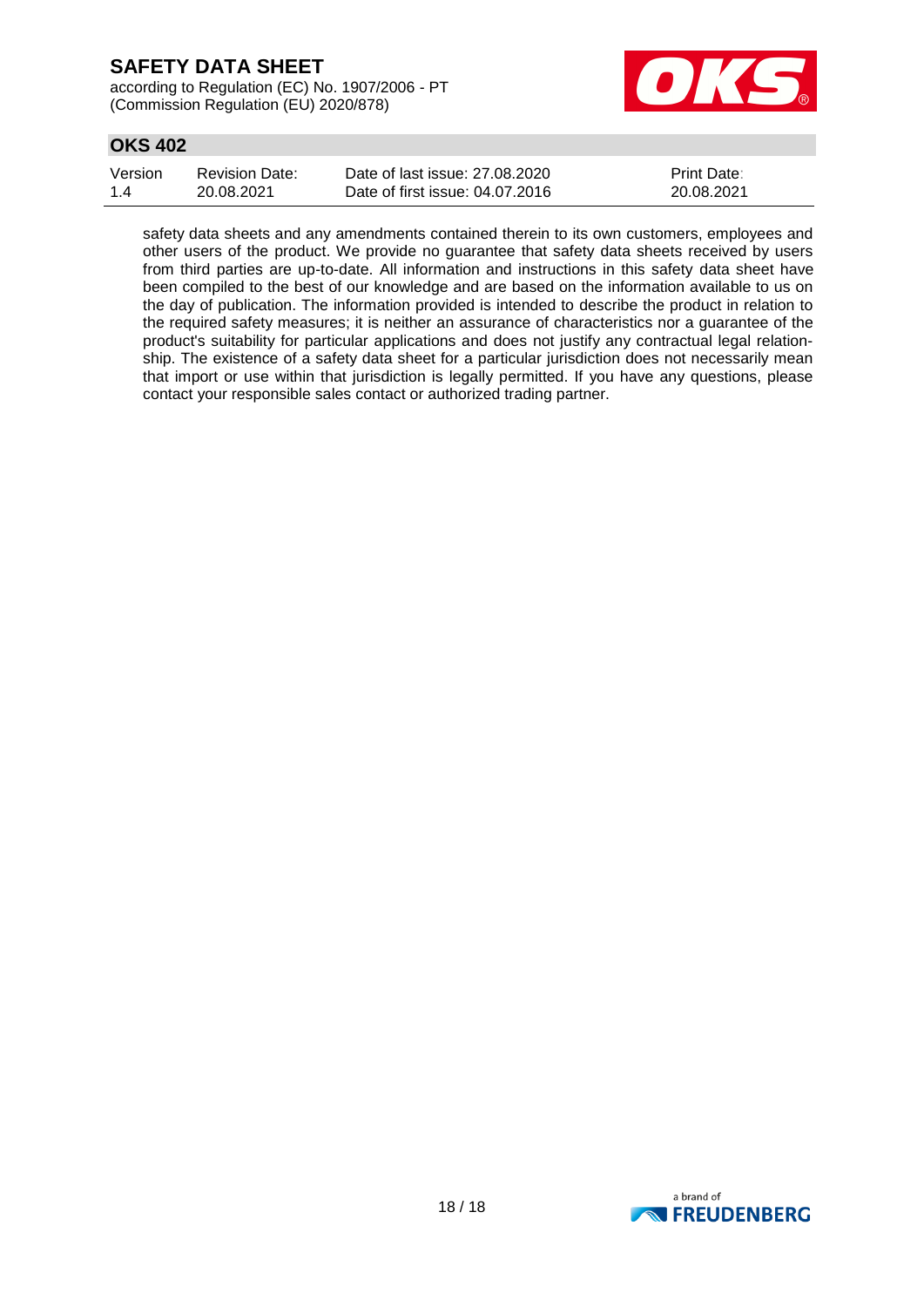safety data sheets and any amendments contained therein to its own customers, employees and other users of the product. We provide no guarantee that safety data sheets received by users from third parties are up-to-date. All information and instructions in this safety data sheet have been compiled to the best of our knowledge and are based on the information available to us on the day of publication. The information provided is intended to describe the product in relation to the required safety measures; it is neither an assurance of characteristics nor a guarantee of the product's suitability for particular applications and does not justify any contractual legal relationship. The existence of a safety data sheet for a particular jurisdiction does not necessarily mean that import or use within that jurisdiction is legally permitted. If you have any questions, please contact your responsible sales contact or authorized trading partner.